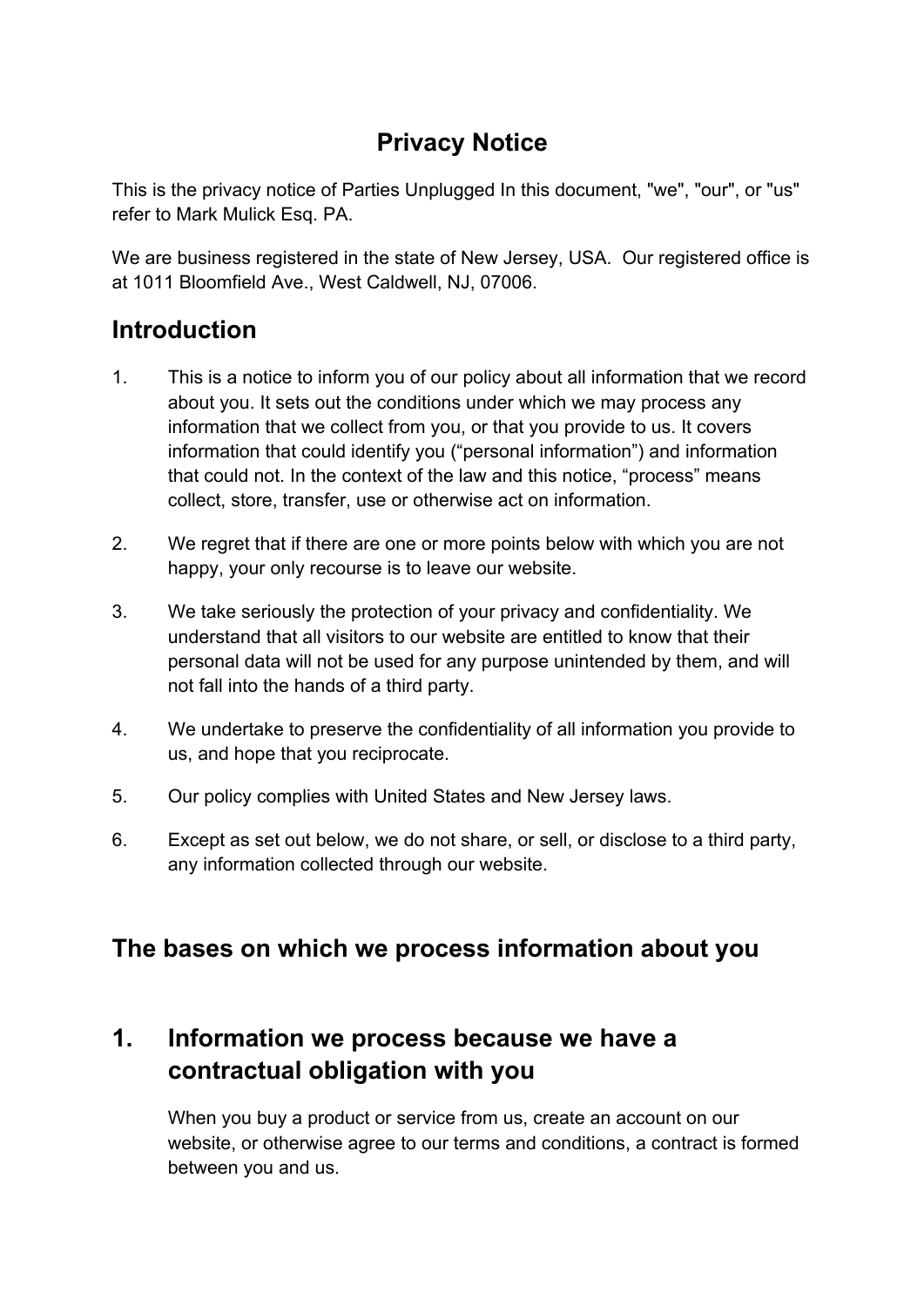# Privacy Notice

This is the privacy notice of Parties Unplugged In this document, "we", "our", or "us" refer to Mark Mulick Esq. PA.

We are business registered in the state of New Jersey, USA.  Our registered office is at 1011 Bloomfield Ave., West Caldwell, NJ, 07006.

## Introduction

1. This is a notice to inform you of our policy about all information that we record about you. It sets out the conditions under which we may process any information that we collect from you, or that you provide to us. It covers information that could identify you ("personal information") and information that could not. In the context of the law and this notice, "process" means collect, store, transfer, use or otherwise act on information.
2. We regret that if there are one or more points below with which you are not happy, your only recourse is to leave our website.
3. We take seriously the protection of your privacy and confidentiality. We understand that all visitors to our website are entitled to know that their personal data will not be used for any purpose unintended by them, and will not fall into the hands of a third party.
4. We undertake to preserve the confidentiality of all information you provide to us, and hope that you reciprocate.
5. Our policy complies with United States and New Jersey laws.
6. Except as set out below, we do not share, or sell, or disclose to a third party, any information collected through our website.

## The bases on which we process information about you

## 1. Information we process because we have a contractual obligation with you

When you buy a product or service from us, create an account on our website, or otherwise agree to our terms and conditions, a contract is formed between you and us.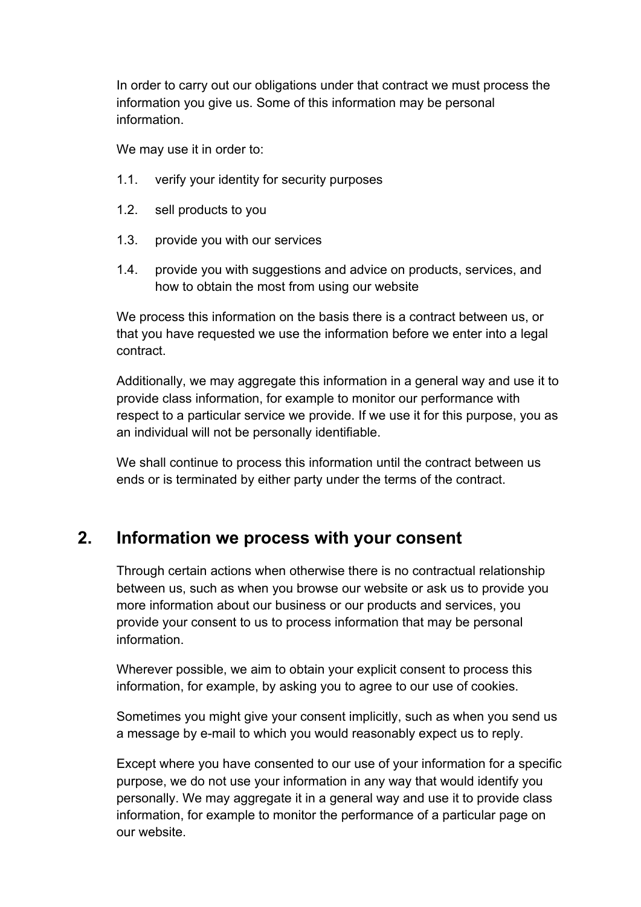In order to carry out our obligations under that contract we must process the information you give us. Some of this information may be personal information.

We may use it in order to:

1.1. verify your identity for security purposes

1.2. sell products to you

1.3. provide you with our services

1.4. provide you with suggestions and advice on products, services, and how to obtain the most from using our website

We process this information on the basis there is a contract between us, or that you have requested we use the information before we enter into a legal contract.

Additionally, we may aggregate this information in a general way and use it to provide class information, for example to monitor our performance with respect to a particular service we provide. If we use it for this purpose, you as an individual will not be personally identifiable.

We shall continue to process this information until the contract between us ends or is terminated by either party under the terms of the contract.

## 2. Information we process with your consent

Through certain actions when otherwise there is no contractual relationship between us, such as when you browse our website or ask us to provide you more information about our business or our products and services, you provide your consent to us to process information that may be personal information.

Wherever possible, we aim to obtain your explicit consent to process this information, for example, by asking you to agree to our use of cookies.

Sometimes you might give your consent implicitly, such as when you send us a message by e-mail to which you would reasonably expect us to reply.

Except where you have consented to our use of your information for a specific purpose, we do not use your information in any way that would identify you personally. We may aggregate it in a general way and use it to provide class information, for example to monitor the performance of a particular page on our website.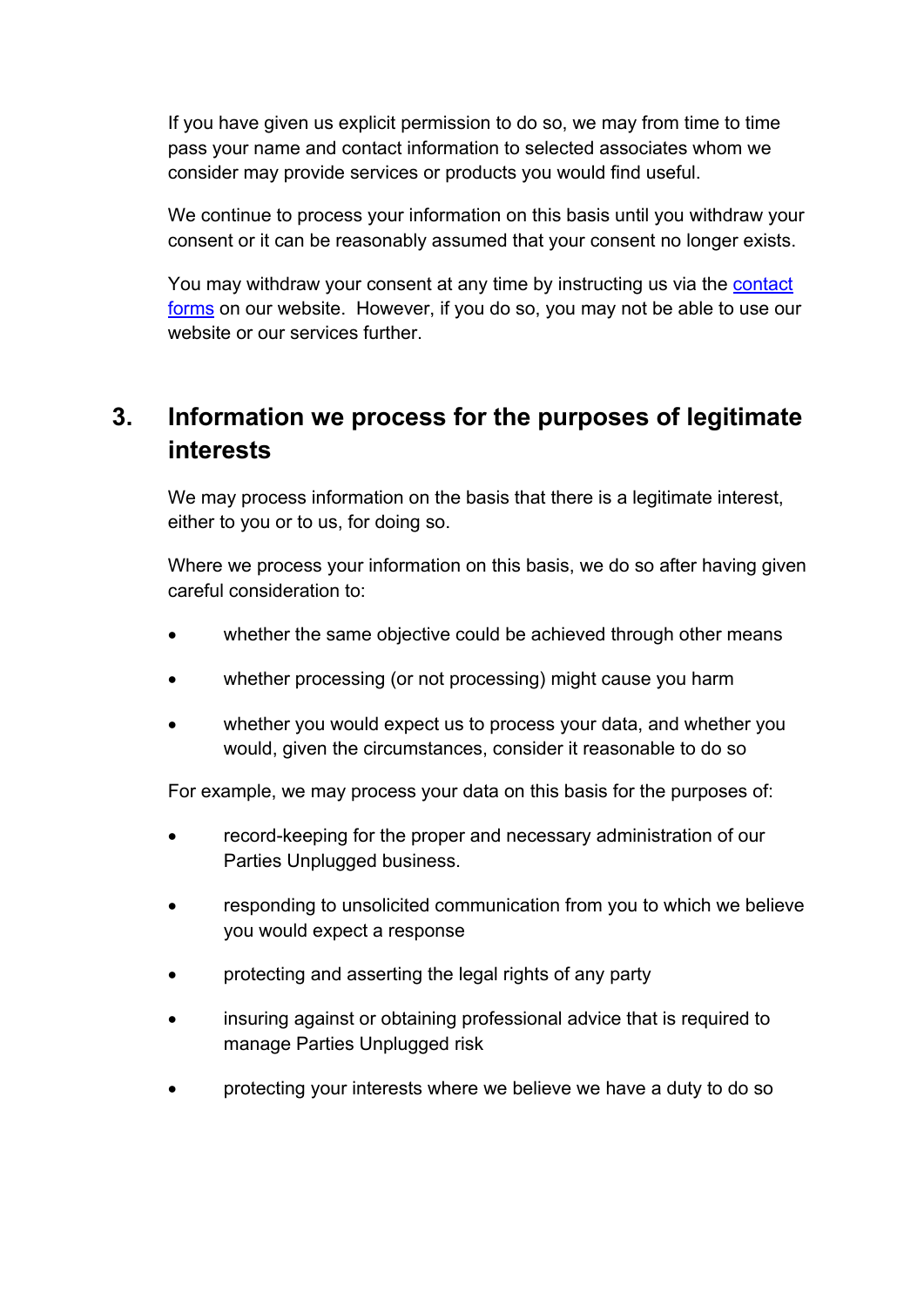If you have given us explicit permission to do so, we may from time to time pass your name and contact information to selected associates whom we consider may provide services or products you would find useful.

We continue to process your information on this basis until you withdraw your consent or it can be reasonably assumed that your consent no longer exists.

You may withdraw your consent at any time by instructing us via the contact forms on our website. However, if you do so, you may not be able to use our website or our services further.

## 3. Information we process for the purposes of legitimate interests

We may process information on the basis that there is a legitimate interest, either to you or to us, for doing so.

Where we process your information on this basis, we do so after having given careful consideration to:

- whether the same objective could be achieved through other means
- whether processing (or not processing) might cause you harm
- whether you would expect us to process your data, and whether you would, given the circumstances, consider it reasonable to do so

For example, we may process your data on this basis for the purposes of:

- record-keeping for the proper and necessary administration of our Parties Unplugged business.
- responding to unsolicited communication from you to which we believe you would expect a response
- protecting and asserting the legal rights of any party
- insuring against or obtaining professional advice that is required to manage Parties Unplugged risk
- protecting your interests where we believe we have a duty to do so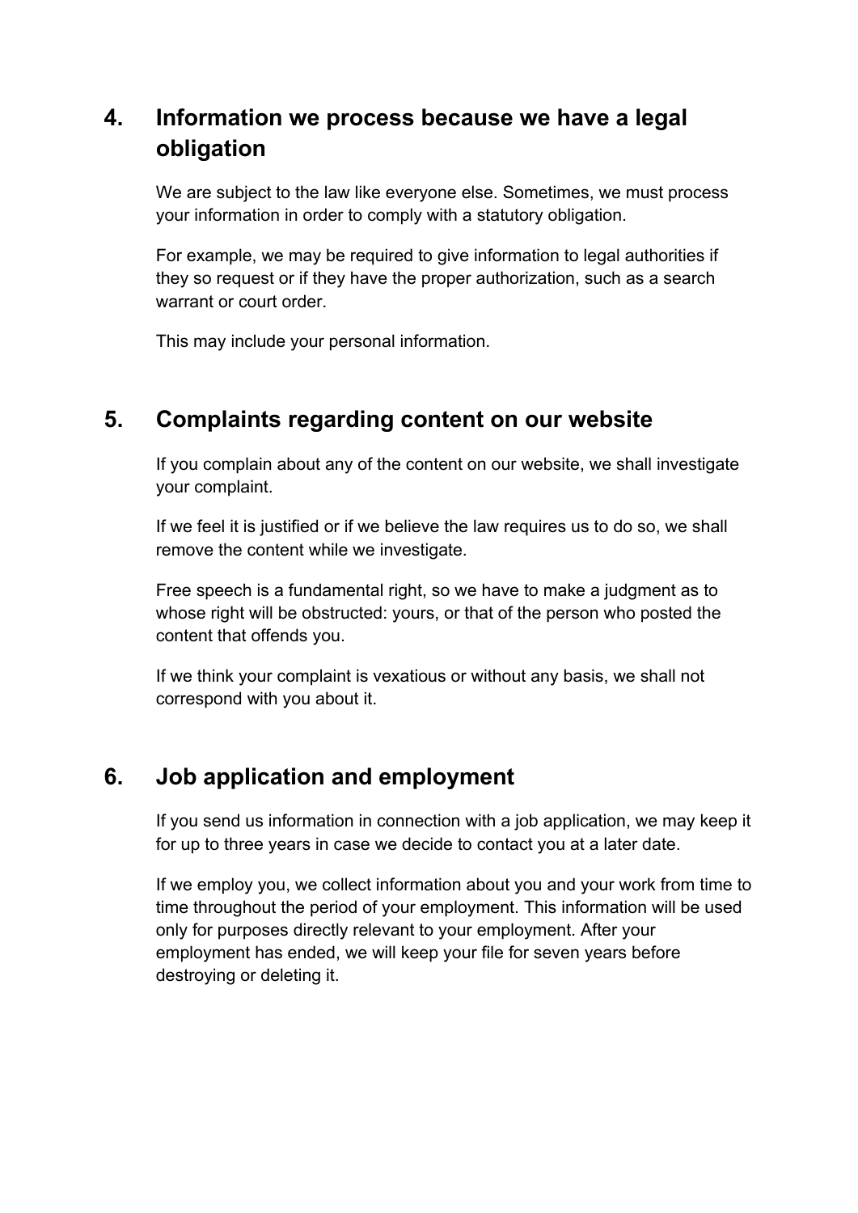## 4. Information we process because we have a legal obligation

We are subject to the law like everyone else. Sometimes, we must process your information in order to comply with a statutory obligation.

For example, we may be required to give information to legal authorities if they so request or if they have the proper authorization, such as a search warrant or court order.

This may include your personal information.

## 5. Complaints regarding content on our website

If you complain about any of the content on our website, we shall investigate your complaint.

If we feel it is justified or if we believe the law requires us to do so, we shall remove the content while we investigate.

Free speech is a fundamental right, so we have to make a judgment as to whose right will be obstructed: yours, or that of the person who posted the content that offends you.

If we think your complaint is vexatious or without any basis, we shall not correspond with you about it.

## 6. Job application and employment

If you send us information in connection with a job application, we may keep it for up to three years in case we decide to contact you at a later date.

If we employ you, we collect information about you and your work from time to time throughout the period of your employment. This information will be used only for purposes directly relevant to your employment. After your employment has ended, we will keep your file for seven years before destroying or deleting it.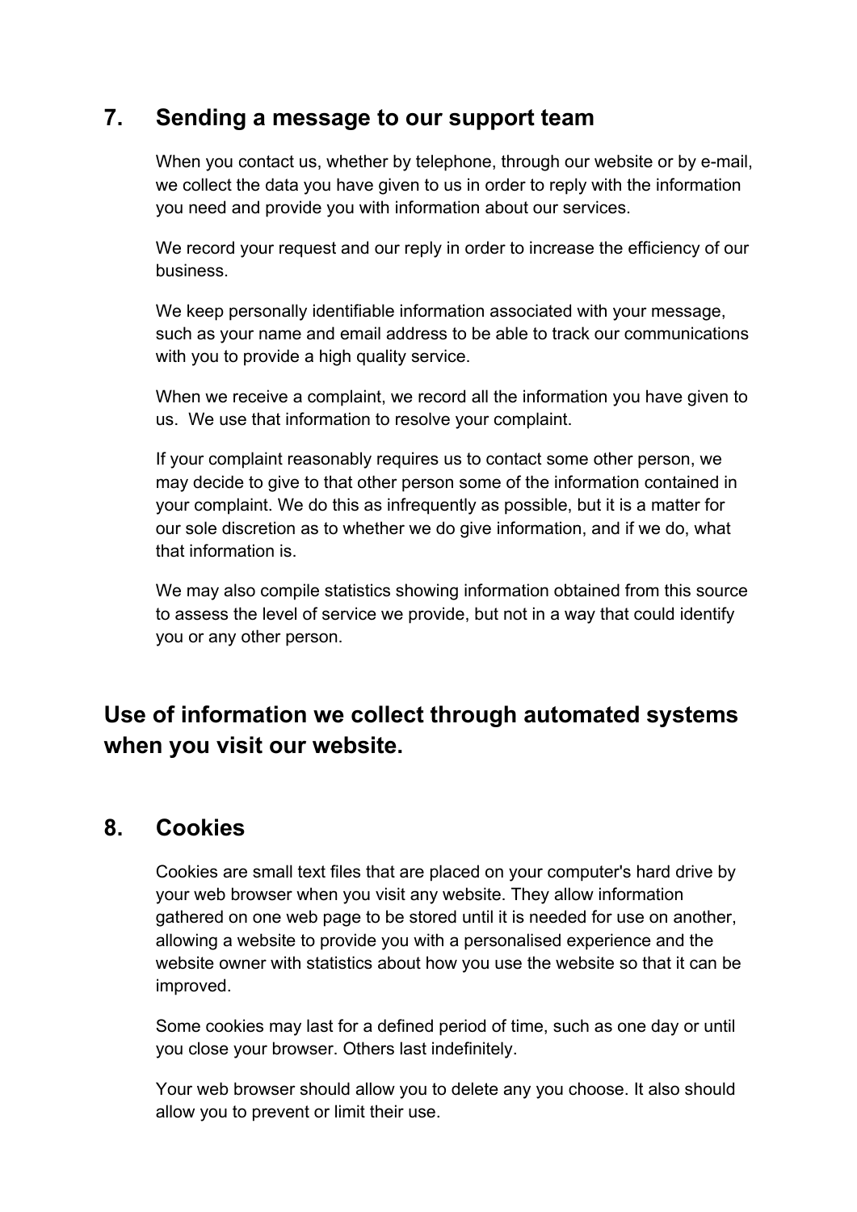## 7. Sending a message to our support team

When you contact us, whether by telephone, through our website or by e-mail, we collect the data you have given to us in order to reply with the information you need and provide you with information about our services.

We record your request and our reply in order to increase the efficiency of our business.

We keep personally identifiable information associated with your message, such as your name and email address to be able to track our communications with you to provide a high quality service.

When we receive a complaint, we record all the information you have given to us. We use that information to resolve your complaint.

If your complaint reasonably requires us to contact some other person, we may decide to give to that other person some of the information contained in your complaint. We do this as infrequently as possible, but it is a matter for our sole discretion as to whether we do give information, and if we do, what that information is.

We may also compile statistics showing information obtained from this source to assess the level of service we provide, but not in a way that could identify you or any other person.

# Use of information we collect through automated systems when you visit our website.

## 8. Cookies

Cookies are small text files that are placed on your computer's hard drive by your web browser when you visit any website. They allow information gathered on one web page to be stored until it is needed for use on another, allowing a website to provide you with a personalised experience and the website owner with statistics about how you use the website so that it can be improved.

Some cookies may last for a defined period of time, such as one day or until you close your browser. Others last indefinitely.

Your web browser should allow you to delete any you choose. It also should allow you to prevent or limit their use.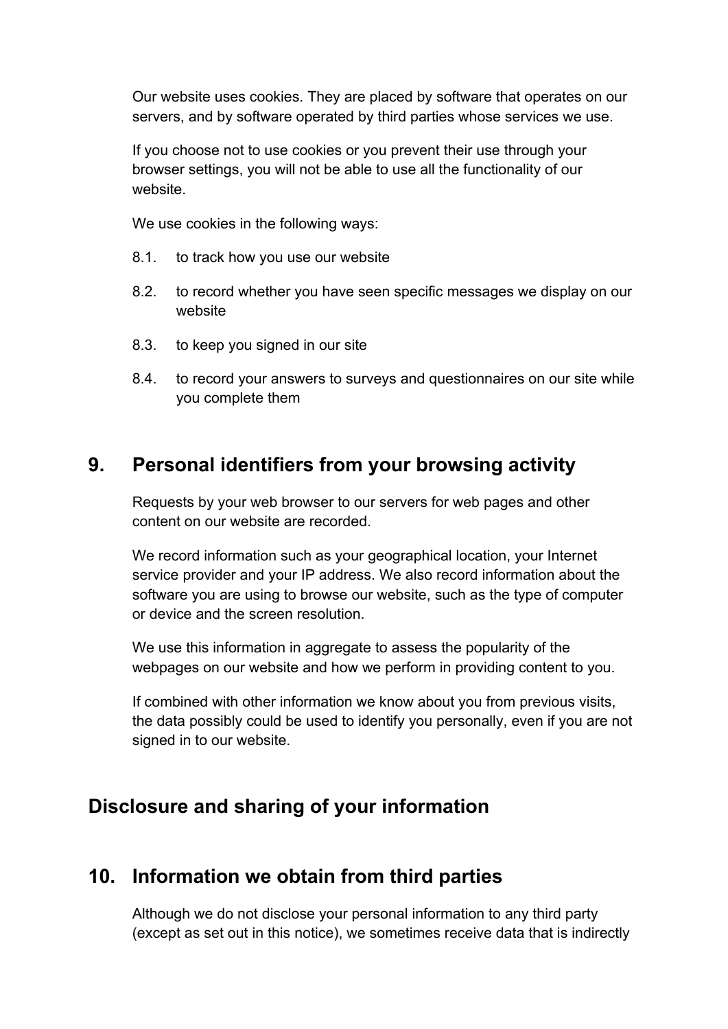Our website uses cookies. They are placed by software that operates on our servers, and by software operated by third parties whose services we use.

If you choose not to use cookies or you prevent their use through your browser settings, you will not be able to use all the functionality of our website.

We use cookies in the following ways:

8.1. to track how you use our website

8.2. to record whether you have seen specific messages we display on our website

8.3. to keep you signed in our site

8.4. to record your answers to surveys and questionnaires on our site while you complete them

## 9. Personal identifiers from your browsing activity

Requests by your web browser to our servers for web pages and other content on our website are recorded.

We record information such as your geographical location, your Internet service provider and your IP address. We also record information about the software you are using to browse our website, such as the type of computer or device and the screen resolution.

We use this information in aggregate to assess the popularity of the webpages on our website and how we perform in providing content to you.

If combined with other information we know about you from previous visits, the data possibly could be used to identify you personally, even if you are not signed in to our website.

## Disclosure and sharing of your information

## 10. Information we obtain from third parties

Although we do not disclose your personal information to any third party (except as set out in this notice), we sometimes receive data that is indirectly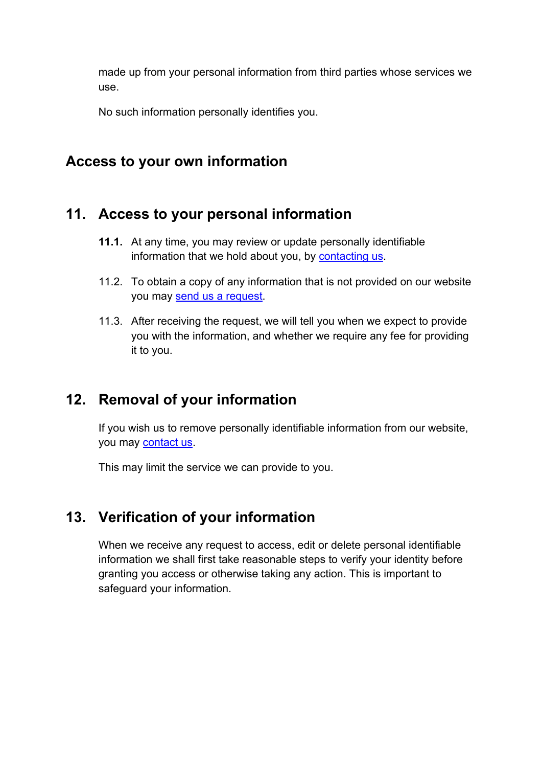made up from your personal information from third parties whose services we use.

No such information personally identifies you.

## Access to your own information

## 11. Access to your personal information

**11.1.** At any time, you may review or update personally identifiable information that we hold about you, by [contacting us](#).

11.2. To obtain a copy of any information that is not provided on our website you may [send us a request](#).

11.3. After receiving the request, we will tell you when we expect to provide you with the information, and whether we require any fee for providing it to you.

## 12. Removal of your information

If you wish us to remove personally identifiable information from our website, you may [contact us](#).

This may limit the service we can provide to you.

## 13. Verification of your information

When we receive any request to access, edit or delete personal identifiable information we shall first take reasonable steps to verify your identity before granting you access or otherwise taking any action. This is important to safeguard your information.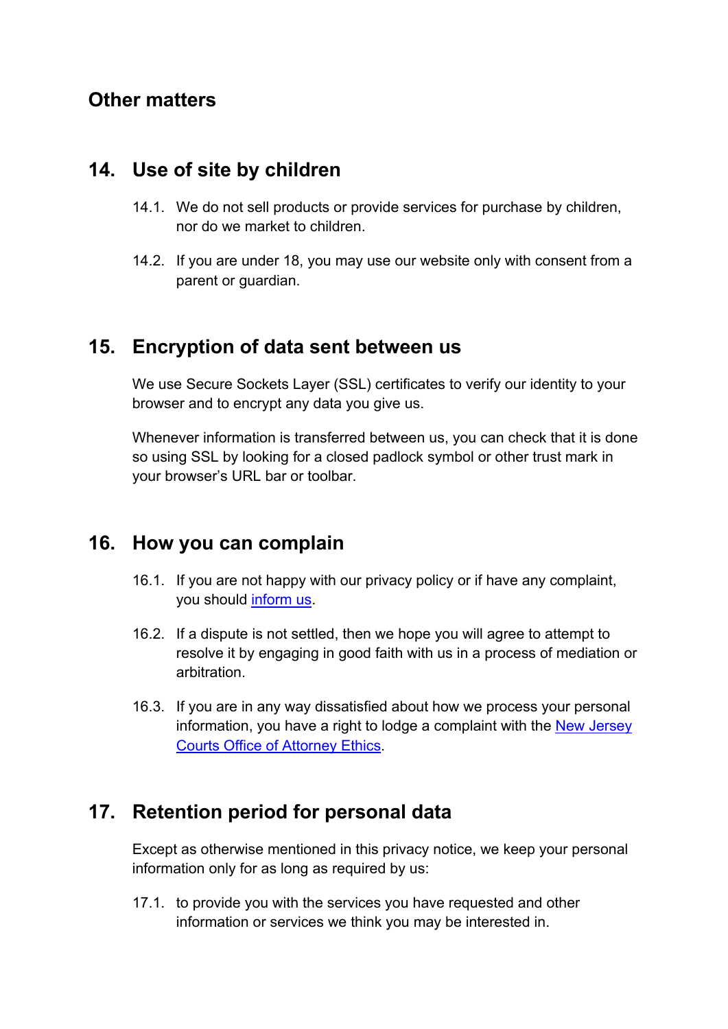## Other matters

## 14. Use of site by children

14.1. We do not sell products or provide services for purchase by children, nor do we market to children.

14.2. If you are under 18, you may use our website only with consent from a parent or guardian.

## 15. Encryption of data sent between us

We use Secure Sockets Layer (SSL) certificates to verify our identity to your browser and to encrypt any data you give us.

Whenever information is transferred between us, you can check that it is done so using SSL by looking for a closed padlock symbol or other trust mark in your browser's URL bar or toolbar.

## 16. How you can complain

16.1. If you are not happy with our privacy policy or if have any complaint, you should inform us.

16.2. If a dispute is not settled, then we hope you will agree to attempt to resolve it by engaging in good faith with us in a process of mediation or arbitration.

16.3. If you are in any way dissatisfied about how we process your personal information, you have a right to lodge a complaint with the New Jersey Courts Office of Attorney Ethics.

## 17. Retention period for personal data

Except as otherwise mentioned in this privacy notice, we keep your personal information only for as long as required by us:

17.1. to provide you with the services you have requested and other information or services we think you may be interested in.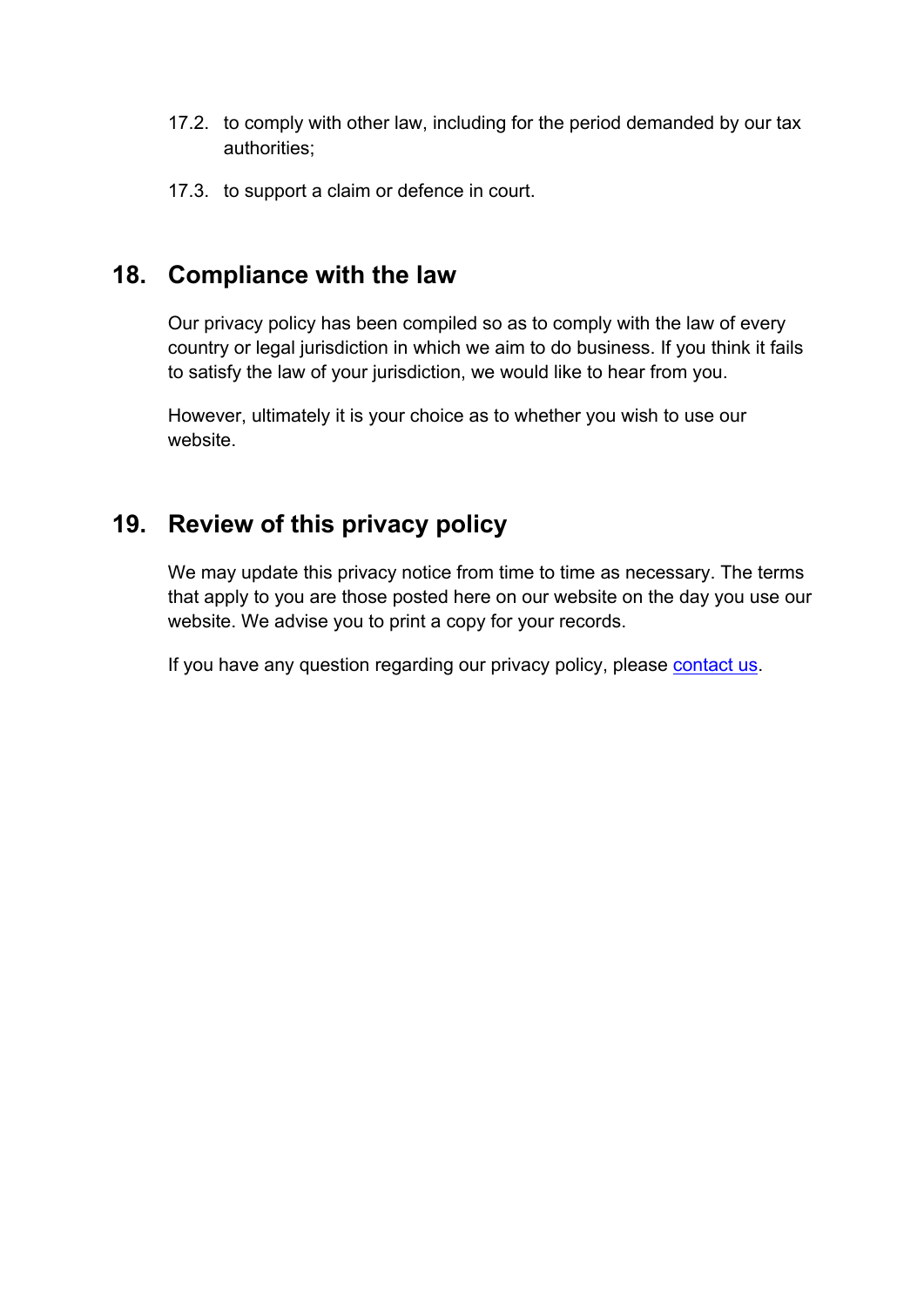17.2. to comply with other law, including for the period demanded by our tax authorities;

17.3. to support a claim or defence in court.

## 18. Compliance with the law

Our privacy policy has been compiled so as to comply with the law of every country or legal jurisdiction in which we aim to do business. If you think it fails to satisfy the law of your jurisdiction, we would like to hear from you.

However, ultimately it is your choice as to whether you wish to use our website.

## 19. Review of this privacy policy

We may update this privacy notice from time to time as necessary. The terms that apply to you are those posted here on our website on the day you use our website. We advise you to print a copy for your records.

If you have any question regarding our privacy policy, please contact us.